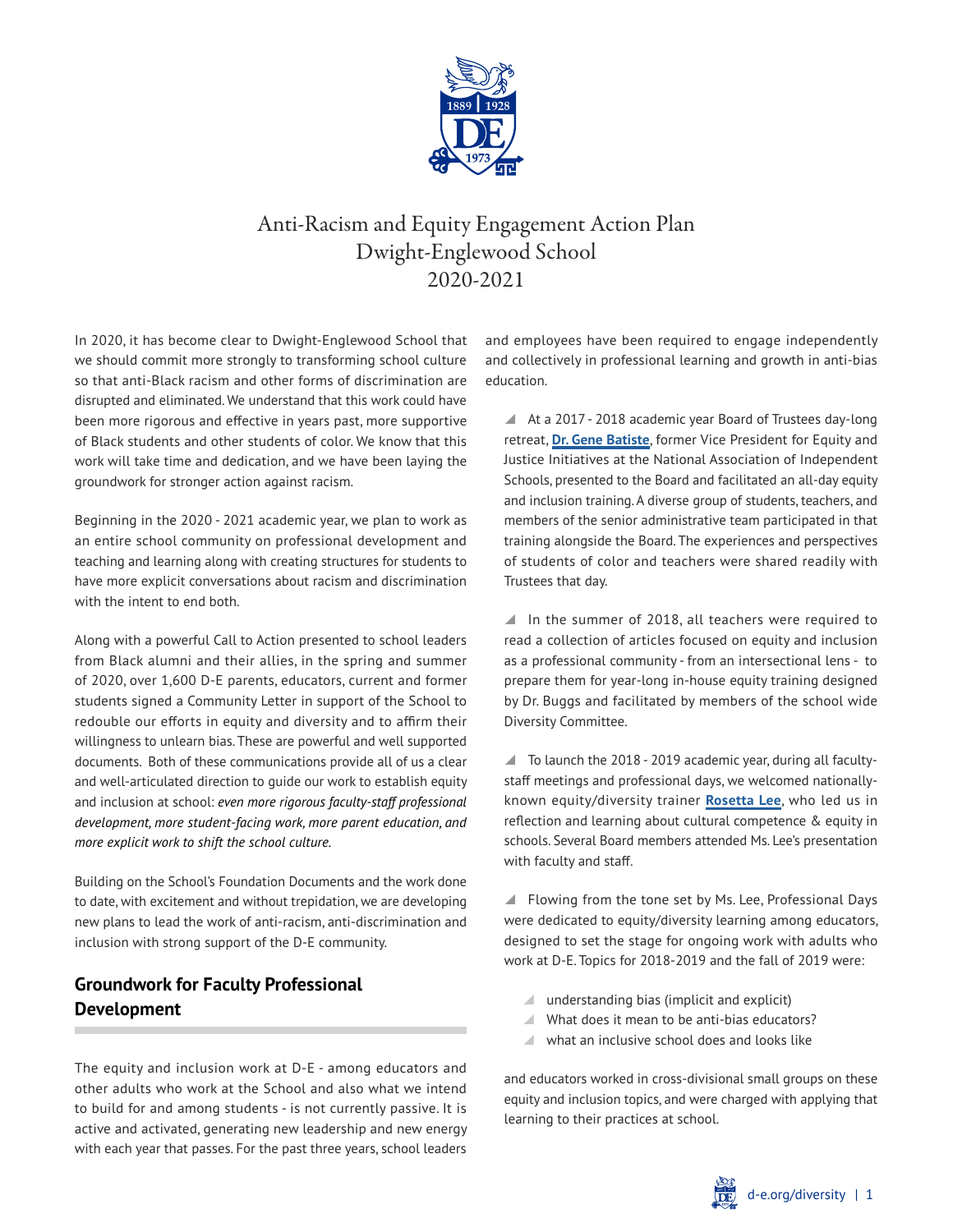# Anti-Racism and Equity Engagement Action Plan
# Dwight-Englewood School
# 2020-2021

In 2020, it has become clear to Dwight-Englewood School that we should commit more strongly to transforming school culture so that anti-Black racism and other forms of discrimination are disrupted and eliminated. We understand that this work could have been more rigorous and effective in years past, more supportive of Black students and other students of color. We know that this work will take time and dedication, and we have been laying the groundwork for stronger action against racism.

Beginning in the 2020 - 2021 academic year, we plan to work as an entire school community on professional development and teaching and learning along with creating structures for students to have more explicit conversations about racism and discrimination with the intent to end both.

Along with a powerful Call to Action presented to school leaders from Black alumni and their allies, in the spring and summer of 2020, over 1,600 D-E parents, educators, current and former students signed a Community Letter in support of the School to redouble our efforts in equity and diversity and to affirm their willingness to unlearn bias. These are powerful and well supported documents. Both of these communications provide all of us a clear and well-articulated direction to guide our work to establish equity and inclusion at school: *even more rigorous faculty-staff professional development, more student-facing work, more parent education, and more explicit work to shift the school culture.*

Building on the School's Foundation Documents and the work done to date, with excitement and without trepidation, we are developing new plans to lead the work of anti-racism, anti-discrimination and inclusion with strong support of the D-E community.

## Groundwork for Faculty Professional Development

The equity and inclusion work at D-E - among educators and other adults who work at the School and also what we intend to build for and among students - is not currently passive. It is active and activated, generating new leadership and new energy with each year that passes. For the past three years, school leaders and employees have been required to engage independently and collectively in professional learning and growth in anti-bias education.

- At a 2017 - 2018 academic year Board of Trustees day-long retreat, **Dr. Gene Batiste**, former Vice President for Equity and Justice Initiatives at the National Association of Independent Schools, presented to the Board and facilitated an all-day equity and inclusion training. A diverse group of students, teachers, and members of the senior administrative team participated in that training alongside the Board. The experiences and perspectives of students of color and teachers were shared readily with Trustees that day.

- In the summer of 2018, all teachers were required to read a collection of articles focused on equity and inclusion as a professional community - from an intersectional lens - to prepare them for year-long in-house equity training designed by Dr. Buggs and facilitated by members of the school wide Diversity Committee.

- To launch the 2018 - 2019 academic year, during all faculty-staff meetings and professional days, we welcomed nationally-known equity/diversity trainer **Rosetta Lee**, who led us in reflection and learning about cultural competence & equity in schools. Several Board members attended Ms. Lee's presentation with faculty and staff.

- Flowing from the tone set by Ms. Lee, Professional Days were dedicated to equity/diversity learning among educators, designed to set the stage for ongoing work with adults who work at D-E. Topics for 2018-2019 and the fall of 2019 were:

  - understanding bias (implicit and explicit)
  - What does it mean to be anti-bias educators?
  - what an inclusive school does and looks like

  and educators worked in cross-divisional small groups on these equity and inclusion topics, and were charged with applying that learning to their practices at school.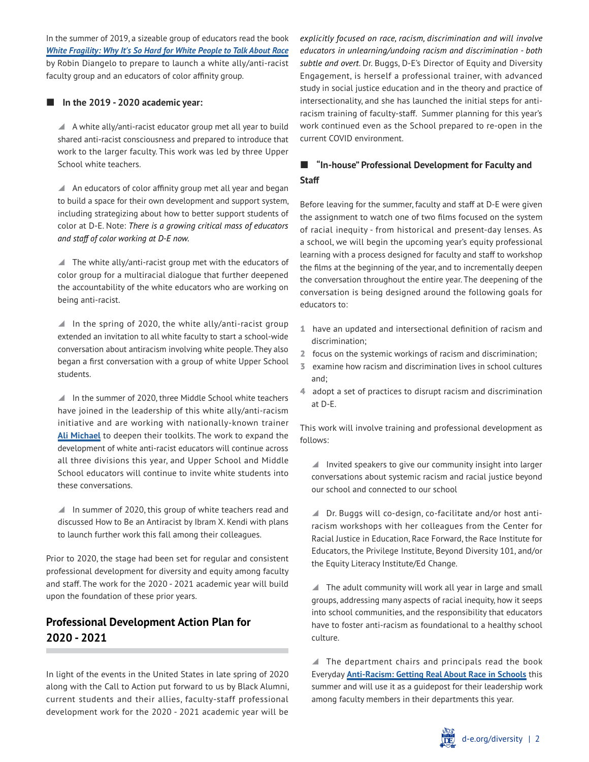In the summer of 2019, a sizeable group of educators read the book ***White Fragility: Why It's So Hard for White People to Talk About Race*** by Robin Diangelo to prepare to launch a white ally/anti-racist faculty group and an educators of color affinity group.

### In the 2019 - 2020 academic year:

- A white ally/anti-racist educator group met all year to build shared anti-racist consciousness and prepared to introduce that work to the larger faculty. This work was led by three Upper School white teachers.

- An educators of color affinity group met all year and began to build a space for their own development and support system, including strategizing about how to better support students of color at D-E. Note: *There is a growing critical mass of educators and staff of color working at D-E now.*

- The white ally/anti-racist group met with the educators of color group for a multiracial dialogue that further deepened the accountability of the white educators who are working on being anti-racist.

- In the spring of 2020, the white ally/anti-racist group extended an invitation to all white faculty to start a school-wide conversation about antiracism involving white people. They also began a first conversation with a group of white Upper School students.

- In the summer of 2020, three Middle School white teachers have joined in the leadership of this white ally/anti-racism initiative and are working with nationally-known trainer **Ali Michael** to deepen their toolkits. The work to expand the development of white anti-racist educators will continue across all three divisions this year, and Upper School and Middle School educators will continue to invite white students into these conversations.

- In summer of 2020, this group of white teachers read and discussed How to Be an Antiracist by Ibram X. Kendi with plans to launch further work this fall among their colleagues.

Prior to 2020, the stage had been set for regular and consistent professional development for diversity and equity among faculty and staff. The work for the 2020 - 2021 academic year will build upon the foundation of these prior years.

## Professional Development Action Plan for 2020 - 2021

In light of the events in the United States in late spring of 2020 along with the Call to Action put forward to us by Black Alumni, current students and their allies, faculty-staff professional development work for the 2020 - 2021 academic year will be *explicitly focused on race, racism, discrimination and will involve educators in unlearning/undoing racism and discrimination - both subtle and overt*. Dr. Buggs, D-E's Director of Equity and Diversity Engagement, is herself a professional trainer, with advanced study in social justice education and in the theory and practice of intersectionality, and she has launched the initial steps for anti-racism training of faculty-staff. Summer planning for this year's work continued even as the School prepared to re-open in the current COVID environment.

### "In-house" Professional Development for Faculty and Staff

Before leaving for the summer, faculty and staff at D-E were given the assignment to watch one of two films focused on the system of racial inequity - from historical and present-day lenses. As a school, we will begin the upcoming year's equity professional learning with a process designed for faculty and staff to workshop the films at the beginning of the year, and to incrementally deepen the conversation throughout the entire year. The deepening of the conversation is being designed around the following goals for educators to:

1. have an updated and intersectional definition of racism and discrimination;
2. focus on the systemic workings of racism and discrimination;
3. examine how racism and discrimination lives in school cultures and;
4. adopt a set of practices to disrupt racism and discrimination at D-E.

This work will involve training and professional development as follows:

- Invited speakers to give our community insight into larger conversations about systemic racism and racial justice beyond our school and connected to our school

- Dr. Buggs will co-design, co-facilitate and/or host anti-racism workshops with her colleagues from the Center for Racial Justice in Education, Race Forward, the Race Institute for Educators, the Privilege Institute, Beyond Diversity 101, and/or the Equity Literacy Institute/Ed Change.

- The adult community will work all year in large and small groups, addressing many aspects of racial inequity, how it seeps into school communities, and the responsibility that educators have to foster anti-racism as foundational to a healthy school culture.

- The department chairs and principals read the book Everyday **Anti-Racism: Getting Real About Race in Schools** this summer and will use it as a guidepost for their leadership work among faculty members in their departments this year.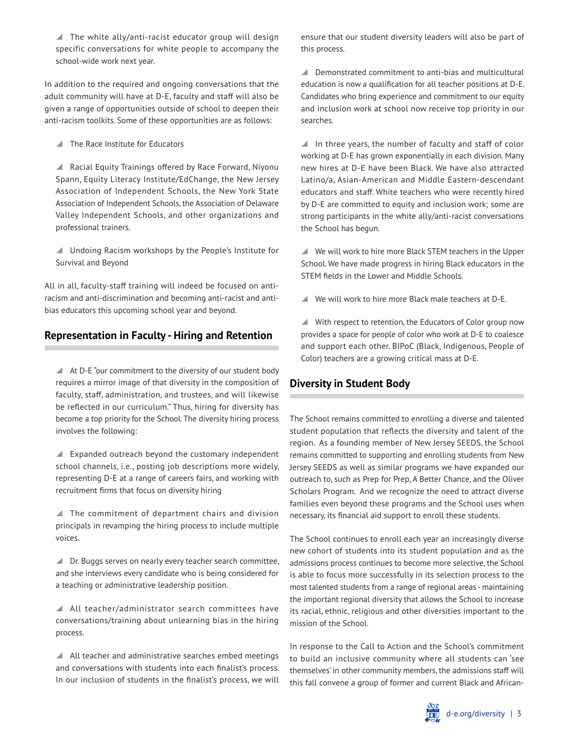- The white ally/anti-racist educator group will design specific conversations for white people to accompany the school-wide work next year.

In addition to the required and ongoing conversations that the adult community will have at D-E, faculty and staff will also be given a range of opportunities outside of school to deepen their anti-racism toolkits. Some of these opportunities are as follows:

- The Race Institute for Educators
- Racial Equity Trainings offered by Race Forward, Niyonu Spann, Equity Literacy Institute/EdChange, the New Jersey Association of Independent Schools, the New York State Association of Independent Schools, the Association of Delaware Valley Independent Schools, and other organizations and professional trainers.
- Undoing Racism workshops by the People's Institute for Survival and Beyond

All in all, faculty-staff training will indeed be focused on anti-racism and anti-discrimination and becoming anti-racist and anti-bias educators this upcoming school year and beyond.

## Representation in Faculty - Hiring and Retention

- At D-E "our commitment to the diversity of our student body requires a mirror image of that diversity in the composition of faculty, staff, administration, and trustees, and will likewise be reflected in our curriculum." Thus, hiring for diversity has become a top priority for the School. The diversity hiring process involves the following:
- Expanded outreach beyond the customary independent school channels, i.e., posting job descriptions more widely, representing D-E at a range of careers fairs, and working with recruitment firms that focus on diversity hiring
- The commitment of department chairs and division principals in revamping the hiring process to include multiple voices.
- Dr. Buggs serves on nearly every teacher search committee, and she interviews every candidate who is being considered for a teaching or administrative leadership position.
- All teacher/administrator search committees have conversations/training about unlearning bias in the hiring process.
- All teacher and administrative searches embed meetings and conversations with students into each finalist's process. In our inclusion of students in the finalist's process, we will ensure that our student diversity leaders will also be part of this process.
- Demonstrated commitment to anti-bias and multicultural education is now a qualification for all teacher positions at D-E. Candidates who bring experience and commitment to our equity and inclusion work at school now receive top priority in our searches.
- In three years, the number of faculty and staff of color working at D-E has grown exponentially in each division. Many new hires at D-E have been Black. We have also attracted Latino/a, Asian-American and Middle Eastern-descendant educators and staff. White teachers who were recently hired by D-E are committed to equity and inclusion work; some are strong participants in the white ally/anti-racist conversations the School has begun.
- We will work to hire more Black STEM teachers in the Upper School. We have made progress in hiring Black educators in the STEM fields in the Lower and Middle Schools.
- We will work to hire more Black male teachers at D-E.
- With respect to retention, the Educators of Color group now provides a space for people of color who work at D-E to coalesce and support each other. BIPoC (Black, Indigenous, People of Color) teachers are a growing critical mass at D-E.

## Diversity in Student Body

The School remains committed to enrolling a diverse and talented student population that reflects the diversity and talent of the region. As a founding member of New Jersey SEEDS, the School remains committed to supporting and enrolling students from New Jersey SEEDS as well as similar programs we have expanded our outreach to, such as Prep for Prep, A Better Chance, and the Oliver Scholars Program. And we recognize the need to attract diverse families even beyond these programs and the School uses when necessary, its financial aid support to enroll these students.

The School continues to enroll each year an increasingly diverse new cohort of students into its student population and as the admissions process continues to become more selective, the School is able to focus more successfully in its selection process to the most talented students from a range of regional areas - maintaining the important regional diversity that allows the School to increase its racial, ethnic, religious and other diversities important to the mission of the School.

In response to the Call to Action and the School's commitment to build an inclusive community where all students can 'see themselves' in other community members, the admissions staff will this fall convene a group of former and current Black and African-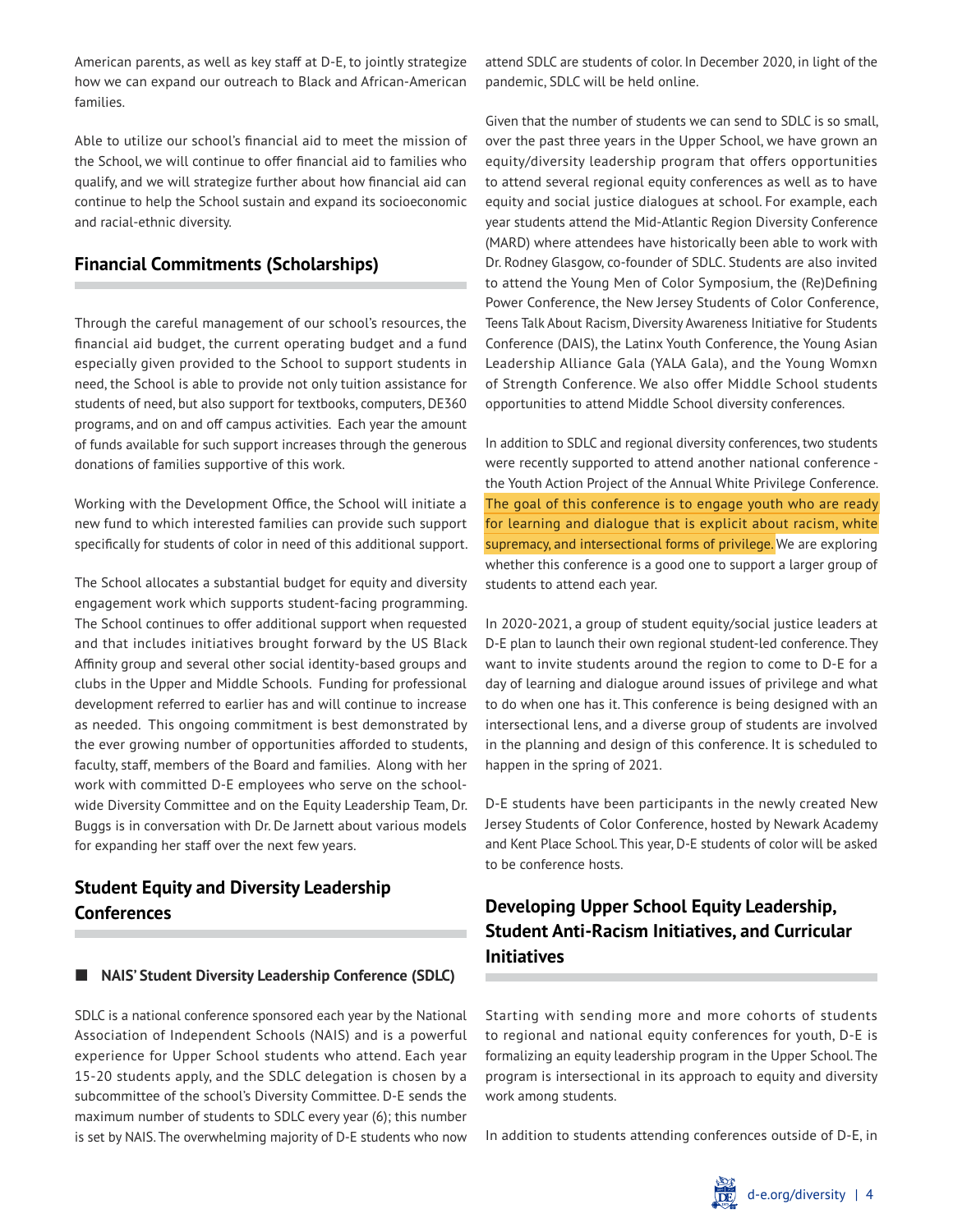American parents, as well as key staff at D-E, to jointly strategize how we can expand our outreach to Black and African-American families.

Able to utilize our school's financial aid to meet the mission of the School, we will continue to offer financial aid to families who qualify, and we will strategize further about how financial aid can continue to help the School sustain and expand its socioeconomic and racial-ethnic diversity.

## Financial Commitments (Scholarships)

Through the careful management of our school's resources, the financial aid budget, the current operating budget and a fund especially given provided to the School to support students in need, the School is able to provide not only tuition assistance for students of need, but also support for textbooks, computers, DE360 programs, and on and off campus activities. Each year the amount of funds available for such support increases through the generous donations of families supportive of this work.

Working with the Development Office, the School will initiate a new fund to which interested families can provide such support specifically for students of color in need of this additional support.

The School allocates a substantial budget for equity and diversity engagement work which supports student-facing programming. The School continues to offer additional support when requested and that includes initiatives brought forward by the US Black Affinity group and several other social identity-based groups and clubs in the Upper and Middle Schools. Funding for professional development referred to earlier has and will continue to increase as needed. This ongoing commitment is best demonstrated by the ever growing number of opportunities afforded to students, faculty, staff, members of the Board and families. Along with her work with committed D-E employees who serve on the school-wide Diversity Committee and on the Equity Leadership Team, Dr. Buggs is in conversation with Dr. De Jarnett about various models for expanding her staff over the next few years.

## Student Equity and Diversity Leadership Conferences

### NAIS' Student Diversity Leadership Conference (SDLC)

SDLC is a national conference sponsored each year by the National Association of Independent Schools (NAIS) and is a powerful experience for Upper School students who attend. Each year 15-20 students apply, and the SDLC delegation is chosen by a subcommittee of the school's Diversity Committee. D-E sends the maximum number of students to SDLC every year (6); this number is set by NAIS. The overwhelming majority of D-E students who now attend SDLC are students of color. In December 2020, in light of the pandemic, SDLC will be held online.

Given that the number of students we can send to SDLC is so small, over the past three years in the Upper School, we have grown an equity/diversity leadership program that offers opportunities to attend several regional equity conferences as well as to have equity and social justice dialogues at school. For example, each year students attend the Mid-Atlantic Region Diversity Conference (MARD) where attendees have historically been able to work with Dr. Rodney Glasgow, co-founder of SDLC. Students are also invited to attend the Young Men of Color Symposium, the (Re)Defining Power Conference, the New Jersey Students of Color Conference, Teens Talk About Racism, Diversity Awareness Initiative for Students Conference (DAIS), the Latinx Youth Conference, the Young Asian Leadership Alliance Gala (YALA Gala), and the Young Womxn of Strength Conference. We also offer Middle School students opportunities to attend Middle School diversity conferences.

In addition to SDLC and regional diversity conferences, two students were recently supported to attend another national conference - the Youth Action Project of the Annual White Privilege Conference. The goal of this conference is to engage youth who are ready for learning and dialogue that is explicit about racism, white supremacy, and intersectional forms of privilege. We are exploring whether this conference is a good one to support a larger group of students to attend each year.

In 2020-2021, a group of student equity/social justice leaders at D-E plan to launch their own regional student-led conference. They want to invite students around the region to come to D-E for a day of learning and dialogue around issues of privilege and what to do when one has it. This conference is being designed with an intersectional lens, and a diverse group of students are involved in the planning and design of this conference. It is scheduled to happen in the spring of 2021.

D-E students have been participants in the newly created New Jersey Students of Color Conference, hosted by Newark Academy and Kent Place School. This year, D-E students of color will be asked to be conference hosts.

## Developing Upper School Equity Leadership, Student Anti-Racism Initiatives, and Curricular Initiatives

Starting with sending more and more cohorts of students to regional and national equity conferences for youth, D-E is formalizing an equity leadership program in the Upper School. The program is intersectional in its approach to equity and diversity work among students.

In addition to students attending conferences outside of D-E, in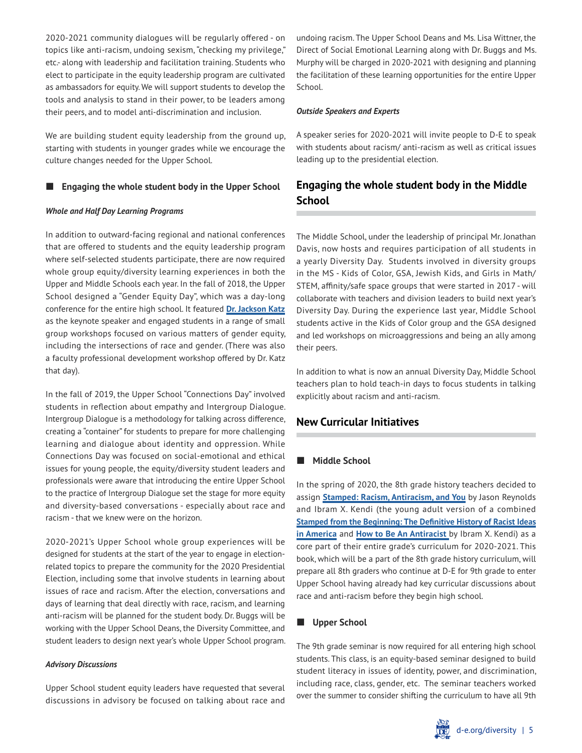2020-2021 community dialogues will be regularly offered - on topics like anti-racism, undoing sexism, "checking my privilege," etc.- along with leadership and facilitation training. Students who elect to participate in the equity leadership program are cultivated as ambassadors for equity. We will support students to develop the tools and analysis to stand in their power, to be leaders among their peers, and to model anti-discrimination and inclusion.

We are building student equity leadership from the ground up, starting with students in younger grades while we encourage the culture changes needed for the Upper School.

### Engaging the whole student body in the Upper School

***Whole and Half Day Learning Programs***

In addition to outward-facing regional and national conferences that are offered to students and the equity leadership program where self-selected students participate, there are now required whole group equity/diversity learning experiences in both the Upper and Middle Schools each year. In the fall of 2018, the Upper School designed a "Gender Equity Day", which was a day-long conference for the entire high school. It featured **Dr. Jackson Katz** as the keynote speaker and engaged students in a range of small group workshops focused on various matters of gender equity, including the intersections of race and gender. (There was also a faculty professional development workshop offered by Dr. Katz that day).

In the fall of 2019, the Upper School "Connections Day" involved students in reflection about empathy and Intergroup Dialogue. Intergroup Dialogue is a methodology for talking across difference, creating a "container" for students to prepare for more challenging learning and dialogue about identity and oppression. While Connections Day was focused on social-emotional and ethical issues for young people, the equity/diversity student leaders and professionals were aware that introducing the entire Upper School to the practice of Intergroup Dialogue set the stage for more equity and diversity-based conversations - especially about race and racism - that we knew were on the horizon.

2020-2021's Upper School whole group experiences will be designed for students at the start of the year to engage in election-related topics to prepare the community for the 2020 Presidential Election, including some that involve students in learning about issues of race and racism. After the election, conversations and days of learning that deal directly with race, racism, and learning anti-racism will be planned for the student body. Dr. Buggs will be working with the Upper School Deans, the Diversity Committee, and student leaders to design next year's whole Upper School program.

***Advisory Discussions***

Upper School student equity leaders have requested that several discussions in advisory be focused on talking about race and undoing racism. The Upper School Deans and Ms. Lisa Wittner, the Direct of Social Emotional Learning along with Dr. Buggs and Ms. Murphy will be charged in 2020-2021 with designing and planning the facilitation of these learning opportunities for the entire Upper School.

***Outside Speakers and Experts***

A speaker series for 2020-2021 will invite people to D-E to speak with students about racism/ anti-racism as well as critical issues leading up to the presidential election.

## Engaging the whole student body in the Middle School

The Middle School, under the leadership of principal Mr. Jonathan Davis, now hosts and requires participation of all students in a yearly Diversity Day. Students involved in diversity groups in the MS - Kids of Color, GSA, Jewish Kids, and Girls in Math/ STEM, affinity/safe space groups that were started in 2017 - will collaborate with teachers and division leaders to build next year's Diversity Day. During the experience last year, Middle School students active in the Kids of Color group and the GSA designed and led workshops on microaggressions and being an ally among their peers.

In addition to what is now an annual Diversity Day, Middle School teachers plan to hold teach-in days to focus students in talking explicitly about racism and anti-racism.

## New Curricular Initiatives

### Middle School

In the spring of 2020, the 8th grade history teachers decided to assign **Stamped: Racism, Antiracism, and You** by Jason Reynolds and Ibram X. Kendi (the young adult version of a combined **Stamped from the Beginning: The Definitive History of Racist Ideas in America** and **How to Be An Antiracist** by Ibram X. Kendi) as a core part of their entire grade's curriculum for 2020-2021. This book, which will be a part of the 8th grade history curriculum, will prepare all 8th graders who continue at D-E for 9th grade to enter Upper School having already had key curricular discussions about race and anti-racism before they begin high school.

### Upper School

The 9th grade seminar is now required for all entering high school students. This class, is an equity-based seminar designed to build student literacy in issues of identity, power, and discrimination, including race, class, gender, etc. The seminar teachers worked over the summer to consider shifting the curriculum to have all 9th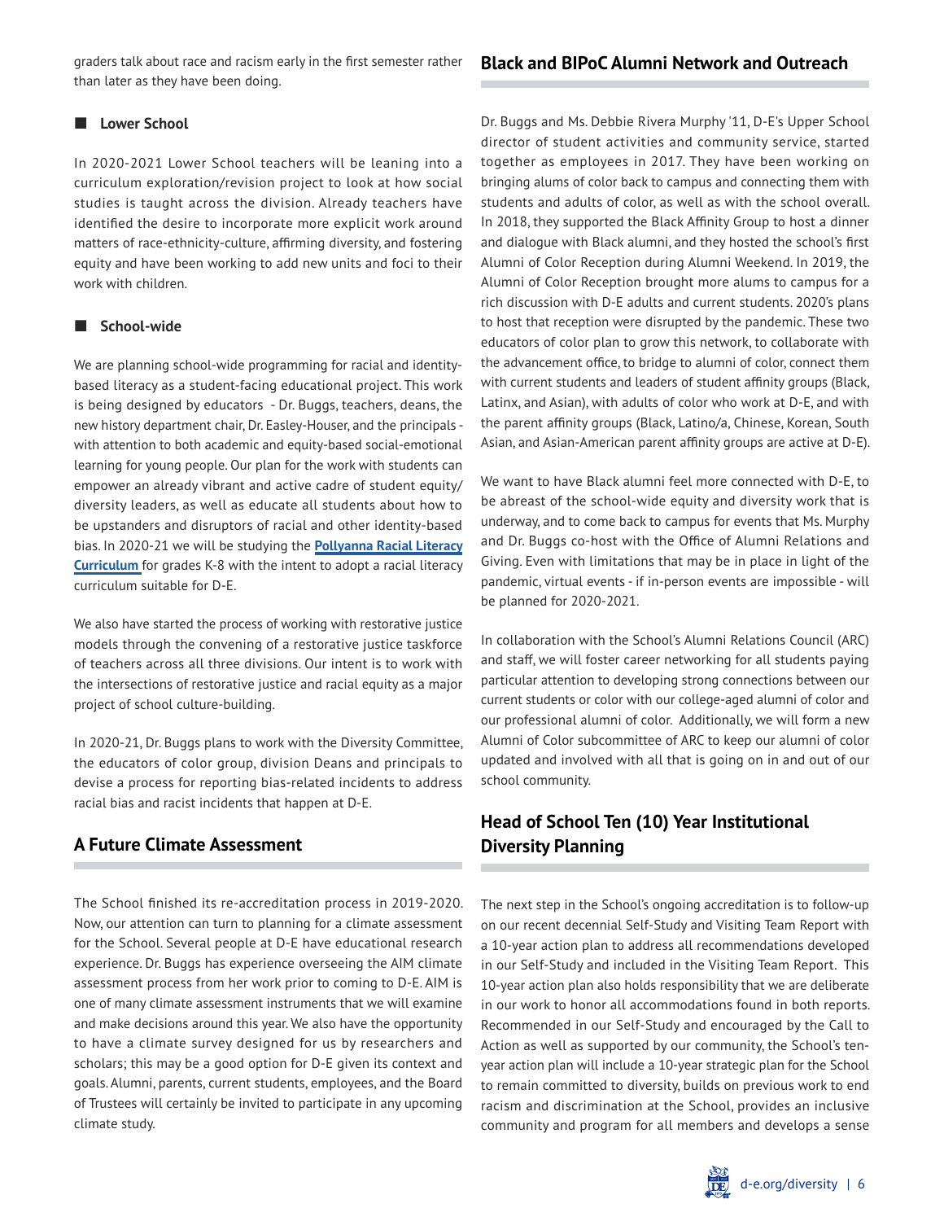graders talk about race and racism early in the first semester rather than later as they have been doing.

- **Lower School**

In 2020-2021 Lower School teachers will be leaning into a curriculum exploration/revision project to look at how social studies is taught across the division. Already teachers have identified the desire to incorporate more explicit work around matters of race-ethnicity-culture, affirming diversity, and fostering equity and have been working to add new units and foci to their work with children.

- **School-wide**

We are planning school-wide programming for racial and identity-based literacy as a student-facing educational project. This work is being designed by educators - Dr. Buggs, teachers, deans, the new history department chair, Dr. Easley-Houser, and the principals - with attention to both academic and equity-based social-emotional learning for young people. Our plan for the work with students can empower an already vibrant and active cadre of student equity/diversity leaders, as well as educate all students about how to be upstanders and disruptors of racial and other identity-based bias. In 2020-21 we will be studying the **Pollyanna Racial Literacy Curriculum** for grades K-8 with the intent to adopt a racial literacy curriculum suitable for D-E.

We also have started the process of working with restorative justice models through the convening of a restorative justice taskforce of teachers across all three divisions. Our intent is to work with the intersections of restorative justice and racial equity as a major project of school culture-building.

In 2020-21, Dr. Buggs plans to work with the Diversity Committee, the educators of color group, division Deans and principals to devise a process for reporting bias-related incidents to address racial bias and racist incidents that happen at D-E.

## A Future Climate Assessment

The School finished its re-accreditation process in 2019-2020. Now, our attention can turn to planning for a climate assessment for the School. Several people at D-E have educational research experience. Dr. Buggs has experience overseeing the AIM climate assessment process from her work prior to coming to D-E. AIM is one of many climate assessment instruments that we will examine and make decisions around this year. We also have the opportunity to have a climate survey designed for us by researchers and scholars; this may be a good option for D-E given its context and goals. Alumni, parents, current students, employees, and the Board of Trustees will certainly be invited to participate in any upcoming climate study.

## Black and BIPoC Alumni Network and Outreach

Dr. Buggs and Ms. Debbie Rivera Murphy '11, D-E's Upper School director of student activities and community service, started together as employees in 2017. They have been working on bringing alums of color back to campus and connecting them with students and adults of color, as well as with the school overall. In 2018, they supported the Black Affinity Group to host a dinner and dialogue with Black alumni, and they hosted the school's first Alumni of Color Reception during Alumni Weekend. In 2019, the Alumni of Color Reception brought more alums to campus for a rich discussion with D-E adults and current students. 2020's plans to host that reception were disrupted by the pandemic. These two educators of color plan to grow this network, to collaborate with the advancement office, to bridge to alumni of color, connect them with current students and leaders of student affinity groups (Black, Latinx, and Asian), with adults of color who work at D-E, and with the parent affinity groups (Black, Latino/a, Chinese, Korean, South Asian, and Asian-American parent affinity groups are active at D-E).

We want to have Black alumni feel more connected with D-E, to be abreast of the school-wide equity and diversity work that is underway, and to come back to campus for events that Ms. Murphy and Dr. Buggs co-host with the Office of Alumni Relations and Giving. Even with limitations that may be in place in light of the pandemic, virtual events - if in-person events are impossible - will be planned for 2020-2021.

In collaboration with the School's Alumni Relations Council (ARC) and staff, we will foster career networking for all students paying particular attention to developing strong connections between our current students or color with our college-aged alumni of color and our professional alumni of color. Additionally, we will form a new Alumni of Color subcommittee of ARC to keep our alumni of color updated and involved with all that is going on in and out of our school community.

## Head of School Ten (10) Year Institutional Diversity Planning

The next step in the School's ongoing accreditation is to follow-up on our recent decennial Self-Study and Visiting Team Report with a 10-year action plan to address all recommendations developed in our Self-Study and included in the Visiting Team Report. This 10-year action plan also holds responsibility that we are deliberate in our work to honor all accommodations found in both reports. Recommended in our Self-Study and encouraged by the Call to Action as well as supported by our community, the School's ten-year action plan will include a 10-year strategic plan for the School to remain committed to diversity, builds on previous work to end racism and discrimination at the School, provides an inclusive community and program for all members and develops a sense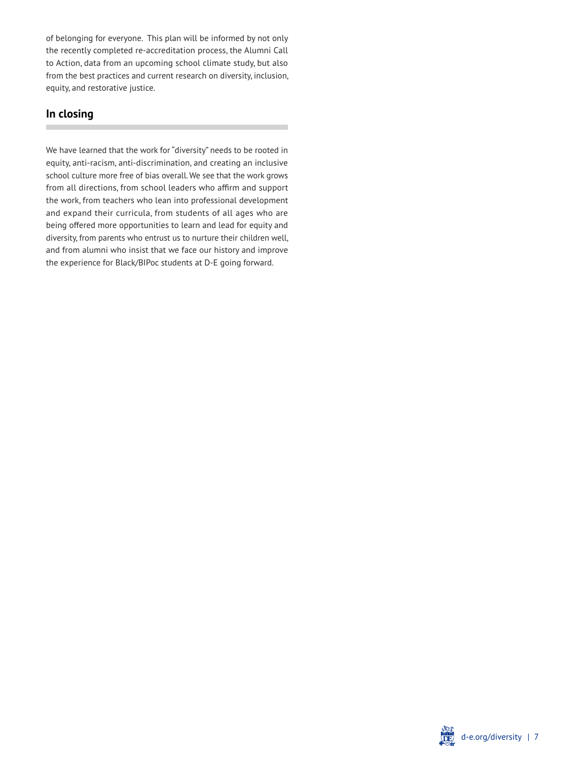of belonging for everyone. This plan will be informed by not only the recently completed re-accreditation process, the Alumni Call to Action, data from an upcoming school climate study, but also from the best practices and current research on diversity, inclusion, equity, and restorative justice.

## In closing

We have learned that the work for "diversity" needs to be rooted in equity, anti-racism, anti-discrimination, and creating an inclusive school culture more free of bias overall. We see that the work grows from all directions, from school leaders who affirm and support the work, from teachers who lean into professional development and expand their curricula, from students of all ages who are being offered more opportunities to learn and lead for equity and diversity, from parents who entrust us to nurture their children well, and from alumni who insist that we face our history and improve the experience for Black/BIPoc students at D-E going forward.